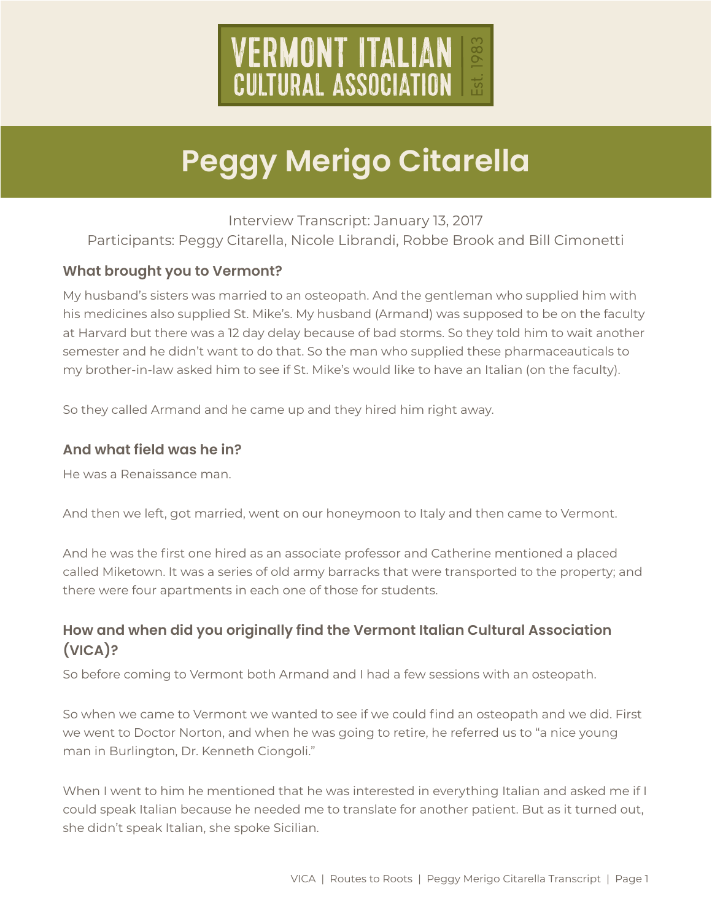# Peggy Merigo Citarella

Interview Transcript: January 13, 2017
Participants: Peggy Citarella, Nicole Librandi, Robbe Brook and Bill Cimonetti

### What brought you to Vermont?

My husband's sisters was married to an osteopath. And the gentleman who supplied him with his medicines also supplied St. Mike's. My husband (Armand) was supposed to be on the faculty at Harvard but there was a 12 day delay because of bad storms. So they told him to wait another semester and he didn't want to do that. So the man who supplied these pharmaceauticals to my brother-in-law asked him to see if St. Mike's would like to have an Italian (on the faculty).

So they called Armand and he came up and they hired him right away.

### And what field was he in?

He was a Renaissance man.

And then we left, got married, went on our honeymoon to Italy and then came to Vermont.

And he was the first one hired as an associate professor and Catherine mentioned a placed called Miketown. It was a series of old army barracks that were transported to the property; and there were four apartments in each one of those for students.

### How and when did you originally find the Vermont Italian Cultural Association (VICA)?

So before coming to Vermont both Armand and I had a few sessions with an osteopath.

So when we came to Vermont we wanted to see if we could find an osteopath and we did. First we went to Doctor Norton, and when he was going to retire, he referred us to "a nice young man in Burlington, Dr. Kenneth Ciongoli."

When I went to him he mentioned that he was interested in everything Italian and asked me if I could speak Italian because he needed me to translate for another patient. But as it turned out, she didn't speak Italian, she spoke Sicilian.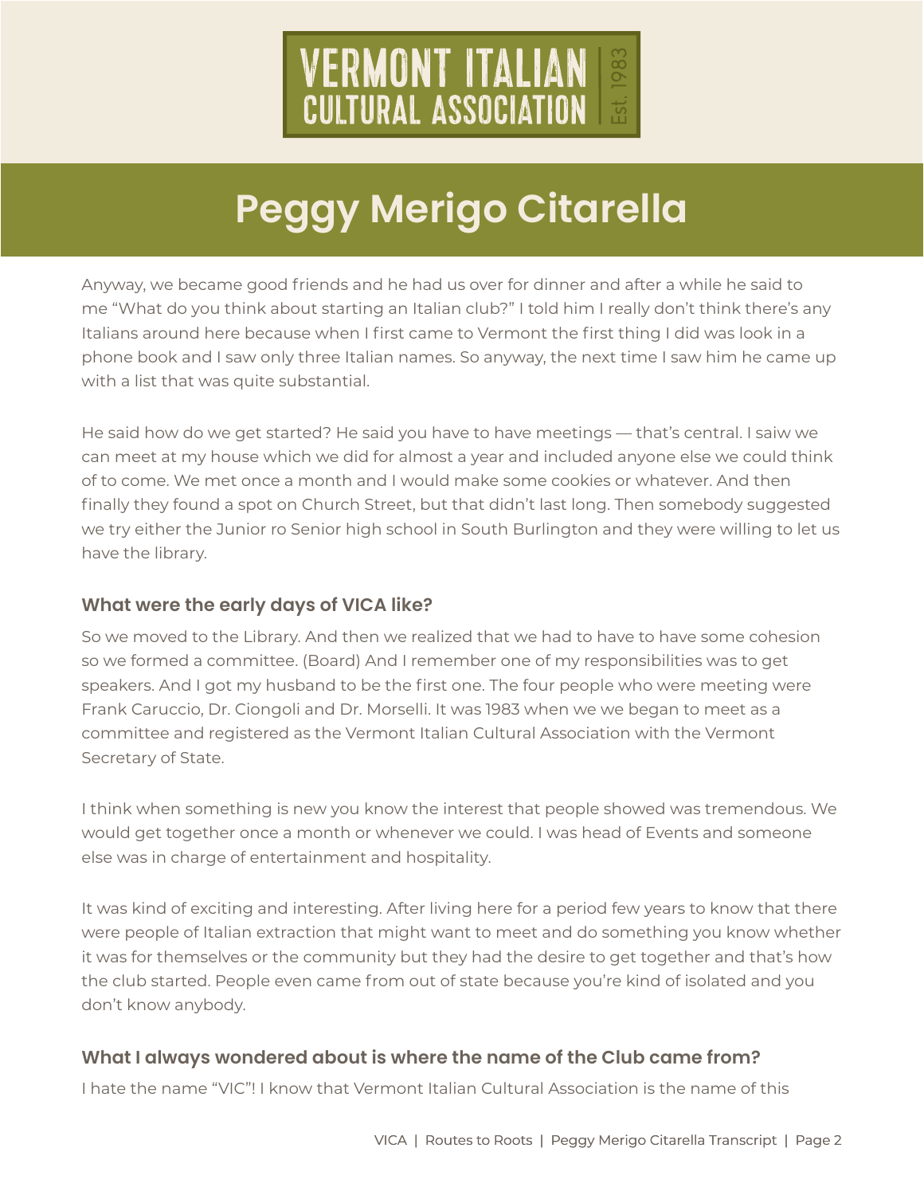# Peggy Merigo Citarella

Anyway, we became good friends and he had us over for dinner and after a while he said to me "What do you think about starting an Italian club?" I told him I really don't think there's any Italians around here because when I first came to Vermont the first thing I did was look in a phone book and I saw only three Italian names. So anyway, the next time I saw him he came up with a list that was quite substantial.

He said how do we get started? He said you have to have meetings — that's central. I saiw we can meet at my house which we did for almost a year and included anyone else we could think of to come. We met once a month and I would make some cookies or whatever. And then finally they found a spot on Church Street, but that didn't last long. Then somebody suggested we try either the Junior ro Senior high school in South Burlington and they were willing to let us have the library.

### What were the early days of VICA like?

So we moved to the Library. And then we realized that we had to have to have some cohesion so we formed a committee. (Board) And I remember one of my responsibilities was to get speakers. And I got my husband to be the first one. The four people who were meeting were Frank Caruccio, Dr. Ciongoli and Dr. Morselli. It was 1983 when we we began to meet as a committee and registered as the Vermont Italian Cultural Association with the Vermont Secretary of State.

I think when something is new you know the interest that people showed was tremendous. We would get together once a month or whenever we could. I was head of Events and someone else was in charge of entertainment and hospitality.

It was kind of exciting and interesting. After living here for a period few years to know that there were people of Italian extraction that might want to meet and do something you know whether it was for themselves or the community but they had the desire to get together and that's how the club started. People even came from out of state because you're kind of isolated and you don't know anybody.

### What I always wondered about is where the name of the Club came from?

I hate the name "VIC"! I know that Vermont Italian Cultural Association is the name of this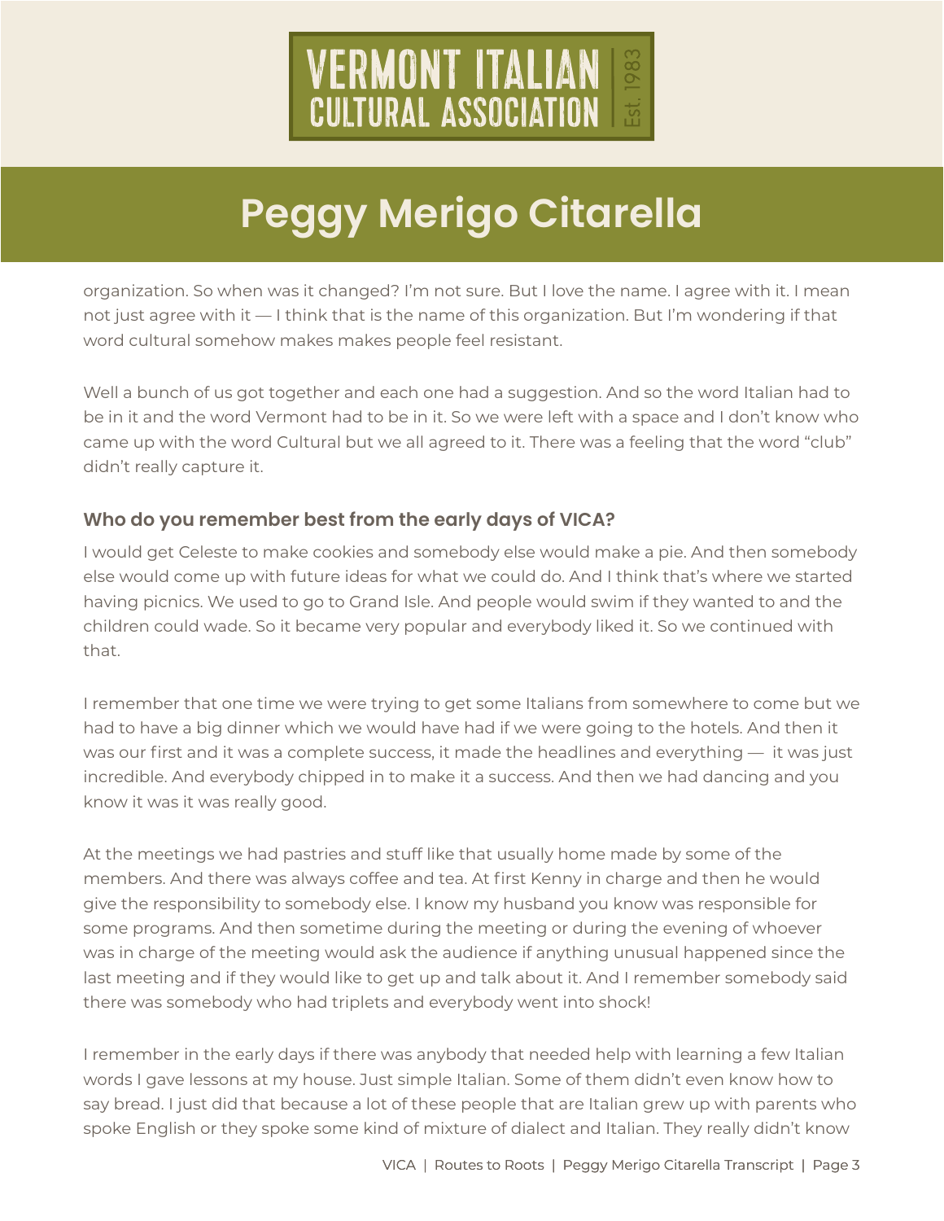organization. So when was it changed? I'm not sure. But I love the name. I agree with it. I mean not just agree with it — I think that is the name of this organization. But I'm wondering if that word cultural somehow makes makes people feel resistant.

Well a bunch of us got together and each one had a suggestion. And so the word Italian had to be in it and the word Vermont had to be in it. So we were left with a space and I don't know who came up with the word Cultural but we all agreed to it. There was a feeling that the word "club" didn't really capture it.

### Who do you remember best from the early days of VICA?

I would get Celeste to make cookies and somebody else would make a pie. And then somebody else would come up with future ideas for what we could do. And I think that's where we started having picnics. We used to go to Grand Isle. And people would swim if they wanted to and the children could wade. So it became very popular and everybody liked it. So we continued with that.

I remember that one time we were trying to get some Italians from somewhere to come but we had to have a big dinner which we would have had if we were going to the hotels. And then it was our first and it was a complete success, it made the headlines and everything — it was just incredible. And everybody chipped in to make it a success. And then we had dancing and you know it was it was really good.

At the meetings we had pastries and stuff like that usually home made by some of the members. And there was always coffee and tea. At first Kenny in charge and then he would give the responsibility to somebody else. I know my husband you know was responsible for some programs. And then sometime during the meeting or during the evening of whoever was in charge of the meeting would ask the audience if anything unusual happened since the last meeting and if they would like to get up and talk about it. And I remember somebody said there was somebody who had triplets and everybody went into shock!

I remember in the early days if there was anybody that needed help with learning a few Italian words I gave lessons at my house. Just simple Italian. Some of them didn't even know how to say bread. I just did that because a lot of these people that are Italian grew up with parents who spoke English or they spoke some kind of mixture of dialect and Italian. They really didn't know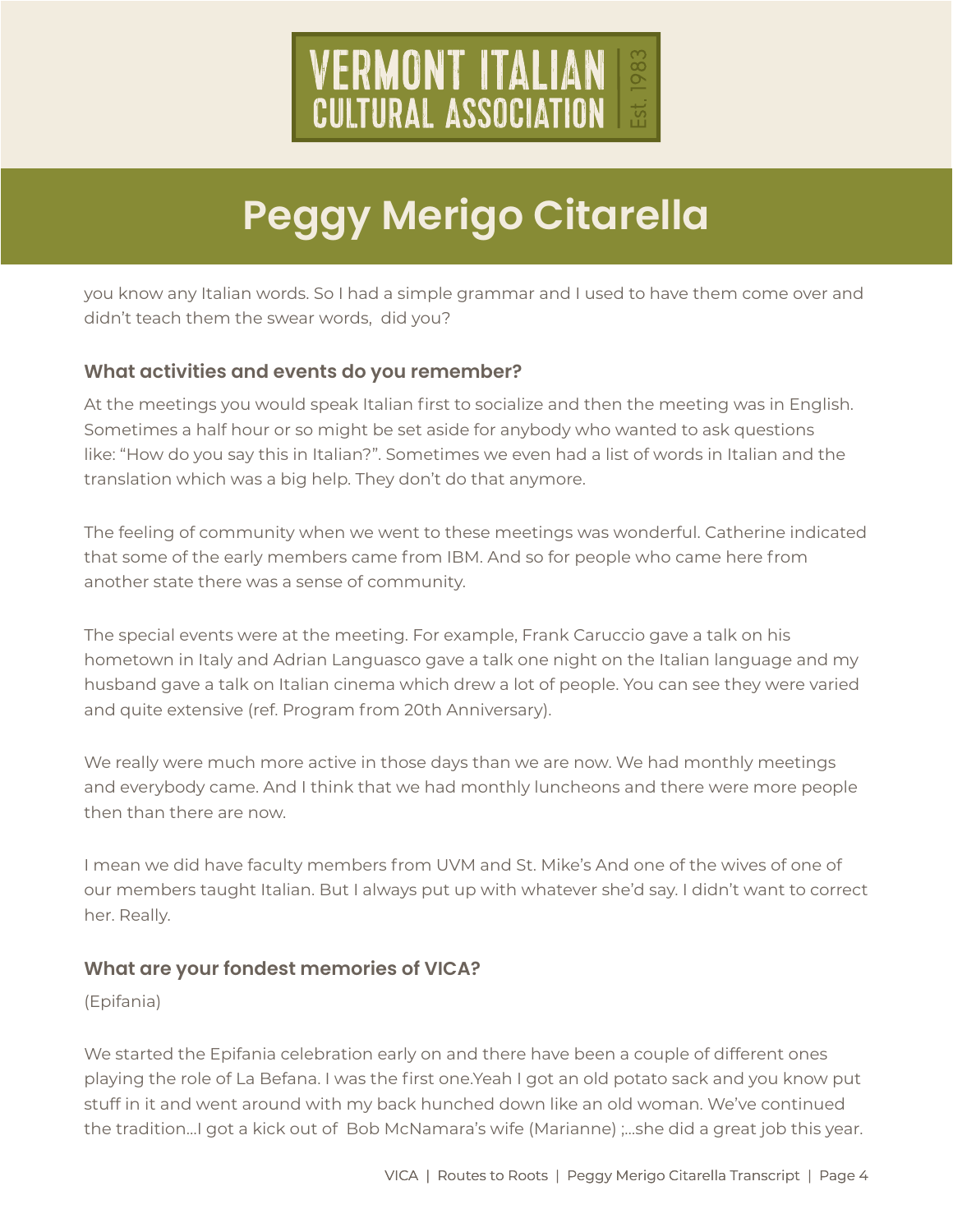you know any Italian words. So I had a simple grammar and I used to have them come over and didn't teach them the swear words,  did you?

### What activities and events do you remember?

At the meetings you would speak Italian first to socialize and then the meeting was in English. Sometimes a half hour or so might be set aside for anybody who wanted to ask questions like: "How do you say this in Italian?". Sometimes we even had a list of words in Italian and the translation which was a big help. They don't do that anymore.

The feeling of community when we went to these meetings was wonderful. Catherine indicated that some of the early members came from IBM. And so for people who came here from another state there was a sense of community.

The special events were at the meeting. For example, Frank Caruccio gave a talk on his hometown in Italy and Adrian Languasco gave a talk one night on the Italian language and my husband gave a talk on Italian cinema which drew a lot of people. You can see they were varied and quite extensive (ref. Program from 20th Anniversary).

We really were much more active in those days than we are now. We had monthly meetings and everybody came. And I think that we had monthly luncheons and there were more people then than there are now.

I mean we did have faculty members from UVM and St. Mike's And one of the wives of one of our members taught Italian. But I always put up with whatever she'd say. I didn't want to correct her. Really.

### What are your fondest memories of VICA?

(Epifania)

We started the Epifania celebration early on and there have been a couple of different ones playing the role of La Befana. I was the first one.Yeah I got an old potato sack and you know put stuff in it and went around with my back hunched down like an old woman. We've continued the tradition...I got a kick out of  Bob McNamara's wife (Marianne) ;...she did a great job this year.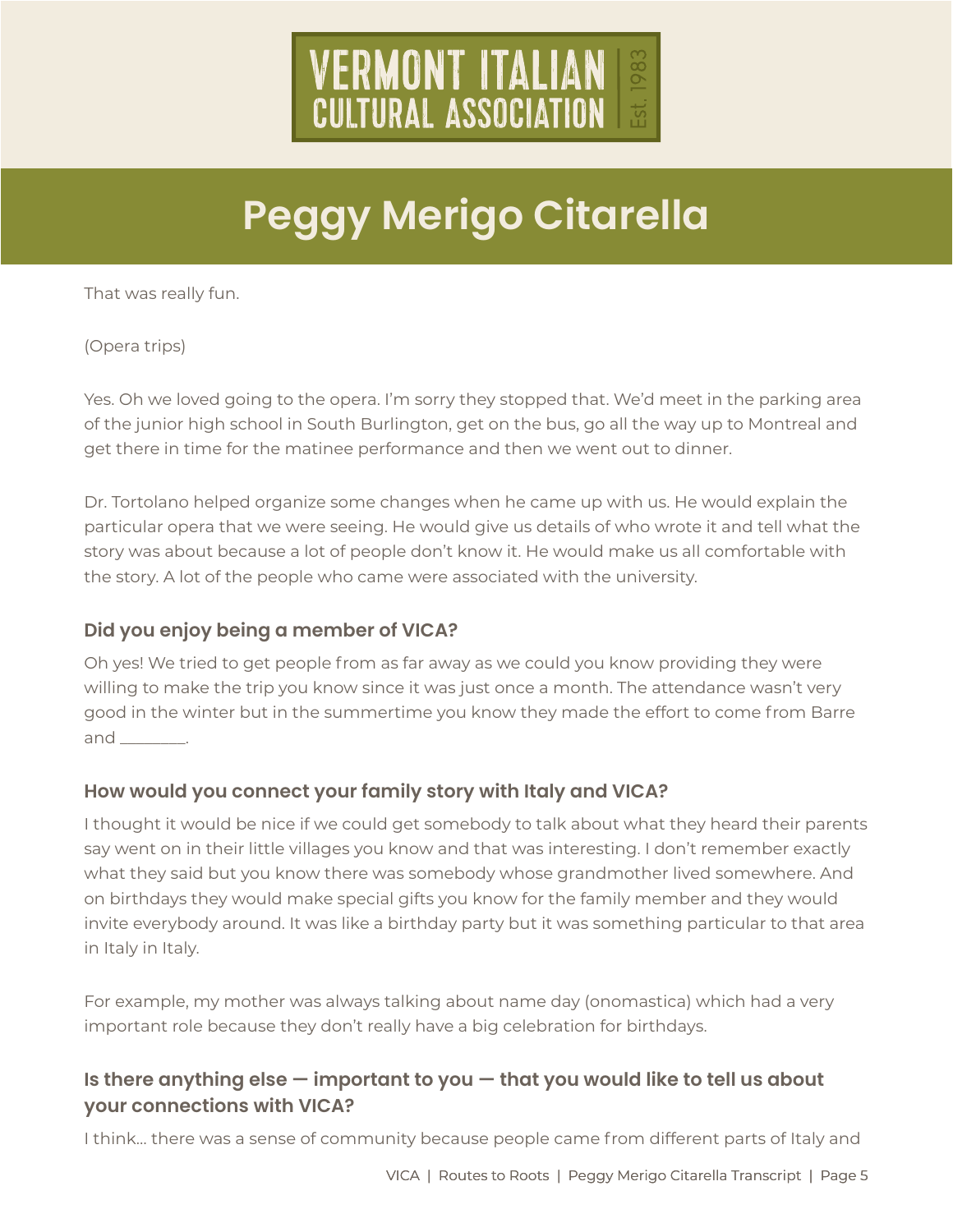That was really fun.

(Opera trips)

Yes. Oh we loved going to the opera. I'm sorry they stopped that. We'd meet in the parking area of the junior high school in South Burlington, get on the bus, go all the way up to Montreal and get there in time for the matinee performance and then we went out to dinner.

Dr. Tortolano helped organize some changes when he came up with us. He would explain the particular opera that we were seeing. He would give us details of who wrote it and tell what the story was about because a lot of people don't know it. He would make us all comfortable with the story. A lot of the people who came were associated with the university.

### Did you enjoy being a member of VICA?

Oh yes! We tried to get people from as far away as we could you know providing they were willing to make the trip you know since it was just once a month. The attendance wasn't very good in the winter but in the summertime you know they made the effort to come from Barre and ________.

### How would you connect your family story with Italy and VICA?

I thought it would be nice if we could get somebody to talk about what they heard their parents say went on in their little villages you know and that was interesting. I don't remember exactly what they said but you know there was somebody whose grandmother lived somewhere. And on birthdays they would make special gifts you know for the family member and they would invite everybody around. It was like a birthday party but it was something particular to that area in Italy in Italy.

For example, my mother was always talking about name day (onomastica) which had a very important role because they don't really have a big celebration for birthdays.

### Is there anything else — important to you — that you would like to tell us about your connections with VICA?

I think… there was a sense of community because people came from different parts of Italy and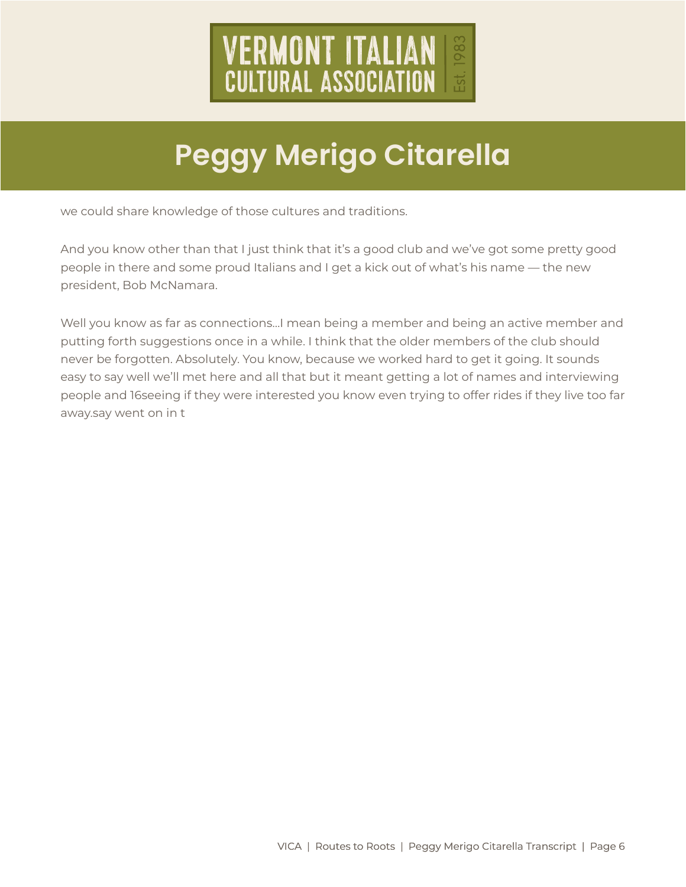we could share knowledge of those cultures and traditions.

And you know other than that I just think that it's a good club and we've got some pretty good people in there and some proud Italians and I get a kick out of what's his name — the new president, Bob McNamara.

Well you know as far as connections…I mean being a member and being an active member and putting forth suggestions once in a while. I think that the older members of the club should never be forgotten. Absolutely. You know, because we worked hard to get it going. It sounds easy to say well we'll met here and all that but it meant getting a lot of names and interviewing people and 16seeing if they were interested you know even trying to offer rides if they live too far away.say went on in t